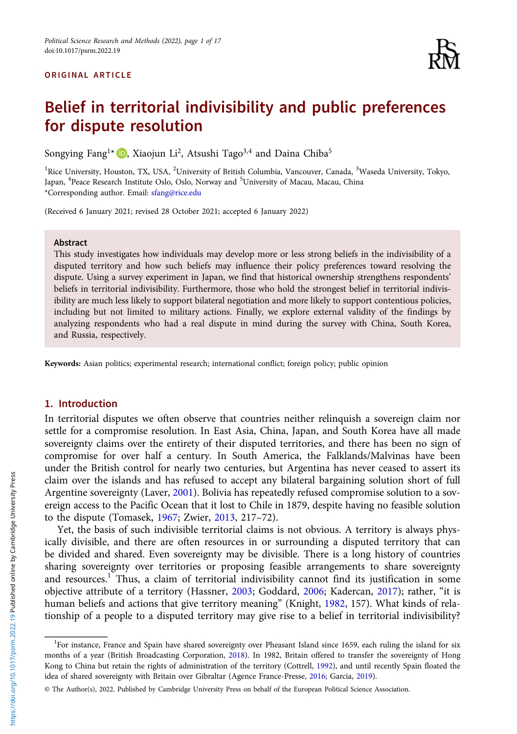ORIGINAL ARTICLE

# Belief in territorial indivisibility and public preferences for dispute resolution

Songying Fang[1]*, Xiaojun Li[2], Atsushi Tago[3,4] and Daina Chiba[5]

[1]Rice University, Houston, TX, USA, [2]University of British Columbia, Vancouver, Canada, [3]Waseda University, Tokyo, Japan, [4]Peace Research Institute Oslo, Oslo, Norway and [5]University of Macau, Macau, China
*Corresponding author. Email: sfang@rice.edu

(Received 6 January 2021; revised 28 October 2021; accepted 6 January 2022)

## Abstract

This study investigates how individuals may develop more or less strong beliefs in the indivisibility of a disputed territory and how such beliefs may influence their policy preferences toward resolving the dispute. Using a survey experiment in Japan, we find that historical ownership strengthens respondents' beliefs in territorial indivisibility. Furthermore, those who hold the strongest belief in territorial indivisibility are much less likely to support bilateral negotiation and more likely to support contentious policies, including but not limited to military actions. Finally, we explore external validity of the findings by analyzing respondents who had a real dispute in mind during the survey with China, South Korea, and Russia, respectively.

**Keywords:** Asian politics; experimental research; international conflict; foreign policy; public opinion

## 1. Introduction

In territorial disputes we often observe that countries neither relinquish a sovereign claim nor settle for a compromise resolution. In East Asia, China, Japan, and South Korea have all made sovereignty claims over the entirety of their disputed territories, and there has been no sign of compromise for over half a century. In South America, the Falklands/Malvinas have been under the British control for nearly two centuries, but Argentina has never ceased to assert its claim over the islands and has refused to accept any bilateral bargaining solution short of full Argentine sovereignty (Laver, 2001). Bolivia has repeatedly refused compromise solution to a sovereign access to the Pacific Ocean that it lost to Chile in 1879, despite having no feasible solution to the dispute (Tomasek, 1967; Zwier, 2013, 217–72).

Yet, the basis of such indivisible territorial claims is not obvious. A territory is always physically divisible, and there are often resources in or surrounding a disputed territory that can be divided and shared. Even sovereignty may be divisible. There is a long history of countries sharing sovereignty over territories or proposing feasible arrangements to share sovereignty and resources.[1] Thus, a claim of territorial indivisibility cannot find its justification in some objective attribute of a territory (Hassner, 2003; Goddard, 2006; Kadercan, 2017); rather, "it is human beliefs and actions that give territory meaning" (Knight, 1982, 157). What kinds of relationship of a people to a disputed territory may give rise to a belief in territorial indivisibility?

[1]For instance, France and Spain have shared sovereignty over Pheasant Island since 1659, each ruling the island for six months of a year (British Broadcasting Corporation, 2018). In 1982, Britain offered to transfer the sovereignty of Hong Kong to China but retain the rights of administration of the territory (Cottrell, 1992), and until recently Spain floated the idea of shared sovereignty with Britain over Gibraltar (Agence France-Presse, 2016; Garcia, 2019).

© The Author(s), 2022. Published by Cambridge University Press on behalf of the European Political Science Association.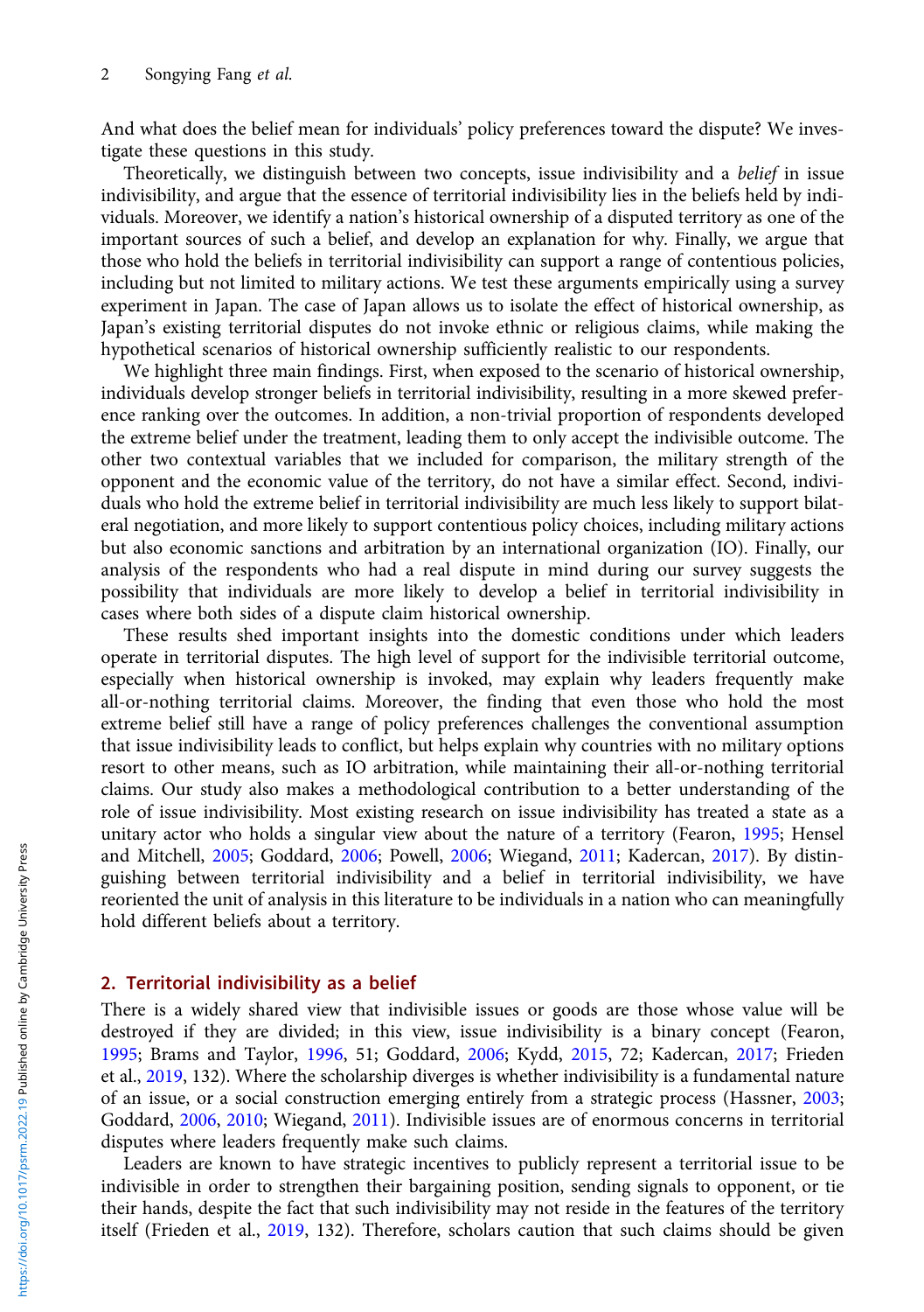And what does the belief mean for individuals' policy preferences toward the dispute? We investigate these questions in this study.

Theoretically, we distinguish between two concepts, issue indivisibility and a *belief* in issue indivisibility, and argue that the essence of territorial indivisibility lies in the beliefs held by individuals. Moreover, we identify a nation's historical ownership of a disputed territory as one of the important sources of such a belief, and develop an explanation for why. Finally, we argue that those who hold the beliefs in territorial indivisibility can support a range of contentious policies, including but not limited to military actions. We test these arguments empirically using a survey experiment in Japan. The case of Japan allows us to isolate the effect of historical ownership, as Japan's existing territorial disputes do not invoke ethnic or religious claims, while making the hypothetical scenarios of historical ownership sufficiently realistic to our respondents.

We highlight three main findings. First, when exposed to the scenario of historical ownership, individuals develop stronger beliefs in territorial indivisibility, resulting in a more skewed preference ranking over the outcomes. In addition, a non-trivial proportion of respondents developed the extreme belief under the treatment, leading them to only accept the indivisible outcome. The other two contextual variables that we included for comparison, the military strength of the opponent and the economic value of the territory, do not have a similar effect. Second, individuals who hold the extreme belief in territorial indivisibility are much less likely to support bilateral negotiation, and more likely to support contentious policy choices, including military actions but also economic sanctions and arbitration by an international organization (IO). Finally, our analysis of the respondents who had a real dispute in mind during our survey suggests the possibility that individuals are more likely to develop a belief in territorial indivisibility in cases where both sides of a dispute claim historical ownership.

These results shed important insights into the domestic conditions under which leaders operate in territorial disputes. The high level of support for the indivisible territorial outcome, especially when historical ownership is invoked, may explain why leaders frequently make all-or-nothing territorial claims. Moreover, the finding that even those who hold the most extreme belief still have a range of policy preferences challenges the conventional assumption that issue indivisibility leads to conflict, but helps explain why countries with no military options resort to other means, such as IO arbitration, while maintaining their all-or-nothing territorial claims. Our study also makes a methodological contribution to a better understanding of the role of issue indivisibility. Most existing research on issue indivisibility has treated a state as a unitary actor who holds a singular view about the nature of a territory (Fearon, 1995; Hensel and Mitchell, 2005; Goddard, 2006; Powell, 2006; Wiegand, 2011; Kadercan, 2017). By distinguishing between territorial indivisibility and a belief in territorial indivisibility, we have reoriented the unit of analysis in this literature to be individuals in a nation who can meaningfully hold different beliefs about a territory.

## 2. Territorial indivisibility as a belief

There is a widely shared view that indivisible issues or goods are those whose value will be destroyed if they are divided; in this view, issue indivisibility is a binary concept (Fearon, 1995; Brams and Taylor, 1996, 51; Goddard, 2006; Kydd, 2015, 72; Kadercan, 2017; Frieden et al., 2019, 132). Where the scholarship diverges is whether indivisibility is a fundamental nature of an issue, or a social construction emerging entirely from a strategic process (Hassner, 2003; Goddard, 2006, 2010; Wiegand, 2011). Indivisible issues are of enormous concerns in territorial disputes where leaders frequently make such claims.

Leaders are known to have strategic incentives to publicly represent a territorial issue to be indivisible in order to strengthen their bargaining position, sending signals to opponent, or tie their hands, despite the fact that such indivisibility may not reside in the features of the territory itself (Frieden et al., 2019, 132). Therefore, scholars caution that such claims should be given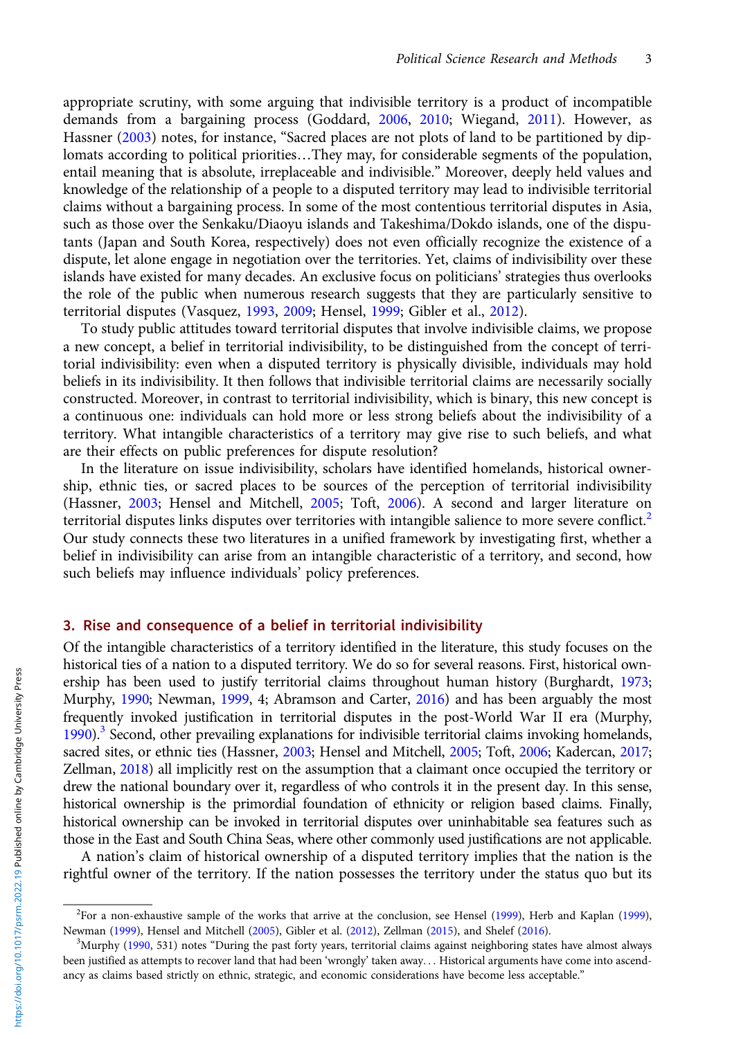appropriate scrutiny, with some arguing that indivisible territory is a product of incompatible demands from a bargaining process (Goddard, 2006, 2010; Wiegand, 2011). However, as Hassner (2003) notes, for instance, "Sacred places are not plots of land to be partitioned by diplomats according to political priorities…They may, for considerable segments of the population, entail meaning that is absolute, irreplaceable and indivisible." Moreover, deeply held values and knowledge of the relationship of a people to a disputed territory may lead to indivisible territorial claims without a bargaining process. In some of the most contentious territorial disputes in Asia, such as those over the Senkaku/Diaoyu islands and Takeshima/Dokdo islands, one of the disputants (Japan and South Korea, respectively) does not even officially recognize the existence of a dispute, let alone engage in negotiation over the territories. Yet, claims of indivisibility over these islands have existed for many decades. An exclusive focus on politicians' strategies thus overlooks the role of the public when numerous research suggests that they are particularly sensitive to territorial disputes (Vasquez, 1993, 2009; Hensel, 1999; Gibler et al., 2012).

To study public attitudes toward territorial disputes that involve indivisible claims, we propose a new concept, a belief in territorial indivisibility, to be distinguished from the concept of territorial indivisibility: even when a disputed territory is physically divisible, individuals may hold beliefs in its indivisibility. It then follows that indivisible territorial claims are necessarily socially constructed. Moreover, in contrast to territorial indivisibility, which is binary, this new concept is a continuous one: individuals can hold more or less strong beliefs about the indivisibility of a territory. What intangible characteristics of a territory may give rise to such beliefs, and what are their effects on public preferences for dispute resolution?

In the literature on issue indivisibility, scholars have identified homelands, historical ownership, ethnic ties, or sacred places to be sources of the perception of territorial indivisibility (Hassner, 2003; Hensel and Mitchell, 2005; Toft, 2006). A second and larger literature on territorial disputes links disputes over territories with intangible salience to more severe conflict.[2] Our study connects these two literatures in a unified framework by investigating first, whether a belief in indivisibility can arise from an intangible characteristic of a territory, and second, how such beliefs may influence individuals' policy preferences.

## 3. Rise and consequence of a belief in territorial indivisibility

Of the intangible characteristics of a territory identified in the literature, this study focuses on the historical ties of a nation to a disputed territory. We do so for several reasons. First, historical ownership has been used to justify territorial claims throughout human history (Burghardt, 1973; Murphy, 1990; Newman, 1999, 4; Abramson and Carter, 2016) and has been arguably the most frequently invoked justification in territorial disputes in the post-World War II era (Murphy, 1990).[3] Second, other prevailing explanations for indivisible territorial claims invoking homelands, sacred sites, or ethnic ties (Hassner, 2003; Hensel and Mitchell, 2005; Toft, 2006; Kadercan, 2017; Zellman, 2018) all implicitly rest on the assumption that a claimant once occupied the territory or drew the national boundary over it, regardless of who controls it in the present day. In this sense, historical ownership is the primordial foundation of ethnicity or religion based claims. Finally, historical ownership can be invoked in territorial disputes over uninhabitable sea features such as those in the East and South China Seas, where other commonly used justifications are not applicable.

A nation's claim of historical ownership of a disputed territory implies that the nation is the rightful owner of the territory. If the nation possesses the territory under the status quo but its

[2] For a non-exhaustive sample of the works that arrive at the conclusion, see Hensel (1999), Herb and Kaplan (1999), Newman (1999), Hensel and Mitchell (2005), Gibler et al. (2012), Zellman (2015), and Shelef (2016).

[3] Murphy (1990, 531) notes "During the past forty years, territorial claims against neighboring states have almost always been justified as attempts to recover land that had been 'wrongly' taken away… Historical arguments have come into ascendancy as claims based strictly on ethnic, strategic, and economic considerations have become less acceptable."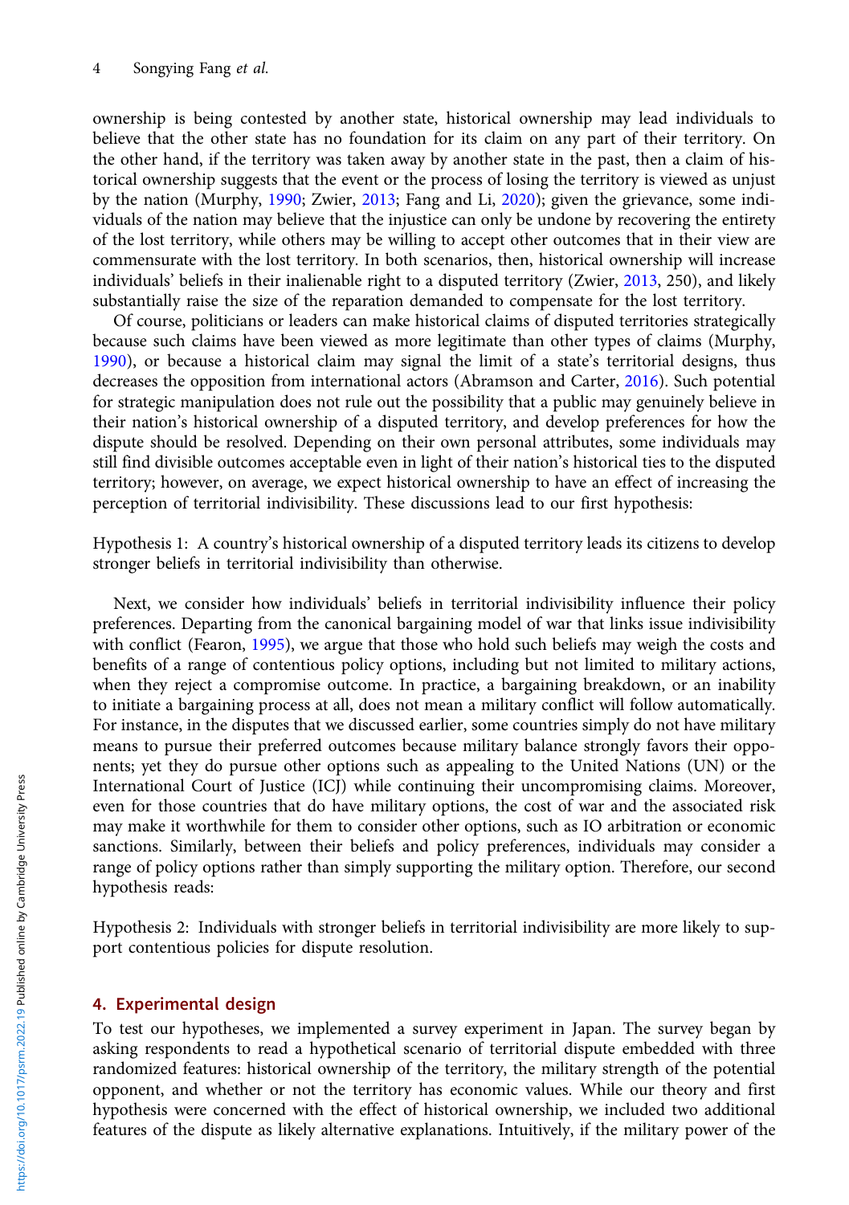ownership is being contested by another state, historical ownership may lead individuals to believe that the other state has no foundation for its claim on any part of their territory. On the other hand, if the territory was taken away by another state in the past, then a claim of historical ownership suggests that the event or the process of losing the territory is viewed as unjust by the nation (Murphy, 1990; Zwier, 2013; Fang and Li, 2020); given the grievance, some individuals of the nation may believe that the injustice can only be undone by recovering the entirety of the lost territory, while others may be willing to accept other outcomes that in their view are commensurate with the lost territory. In both scenarios, then, historical ownership will increase individuals' beliefs in their inalienable right to a disputed territory (Zwier, 2013, 250), and likely substantially raise the size of the reparation demanded to compensate for the lost territory.

Of course, politicians or leaders can make historical claims of disputed territories strategically because such claims have been viewed as more legitimate than other types of claims (Murphy, 1990), or because a historical claim may signal the limit of a state's territorial designs, thus decreases the opposition from international actors (Abramson and Carter, 2016). Such potential for strategic manipulation does not rule out the possibility that a public may genuinely believe in their nation's historical ownership of a disputed territory, and develop preferences for how the dispute should be resolved. Depending on their own personal attributes, some individuals may still find divisible outcomes acceptable even in light of their nation's historical ties to the disputed territory; however, on average, we expect historical ownership to have an effect of increasing the perception of territorial indivisibility. These discussions lead to our first hypothesis:

Hypothesis 1: A country's historical ownership of a disputed territory leads its citizens to develop stronger beliefs in territorial indivisibility than otherwise.

Next, we consider how individuals' beliefs in territorial indivisibility influence their policy preferences. Departing from the canonical bargaining model of war that links issue indivisibility with conflict (Fearon, 1995), we argue that those who hold such beliefs may weigh the costs and benefits of a range of contentious policy options, including but not limited to military actions, when they reject a compromise outcome. In practice, a bargaining breakdown, or an inability to initiate a bargaining process at all, does not mean a military conflict will follow automatically. For instance, in the disputes that we discussed earlier, some countries simply do not have military means to pursue their preferred outcomes because military balance strongly favors their opponents; yet they do pursue other options such as appealing to the United Nations (UN) or the International Court of Justice (ICJ) while continuing their uncompromising claims. Moreover, even for those countries that do have military options, the cost of war and the associated risk may make it worthwhile for them to consider other options, such as IO arbitration or economic sanctions. Similarly, between their beliefs and policy preferences, individuals may consider a range of policy options rather than simply supporting the military option. Therefore, our second hypothesis reads:

Hypothesis 2: Individuals with stronger beliefs in territorial indivisibility are more likely to support contentious policies for dispute resolution.

## 4. Experimental design

To test our hypotheses, we implemented a survey experiment in Japan. The survey began by asking respondents to read a hypothetical scenario of territorial dispute embedded with three randomized features: historical ownership of the territory, the military strength of the potential opponent, and whether or not the territory has economic values. While our theory and first hypothesis were concerned with the effect of historical ownership, we included two additional features of the dispute as likely alternative explanations. Intuitively, if the military power of the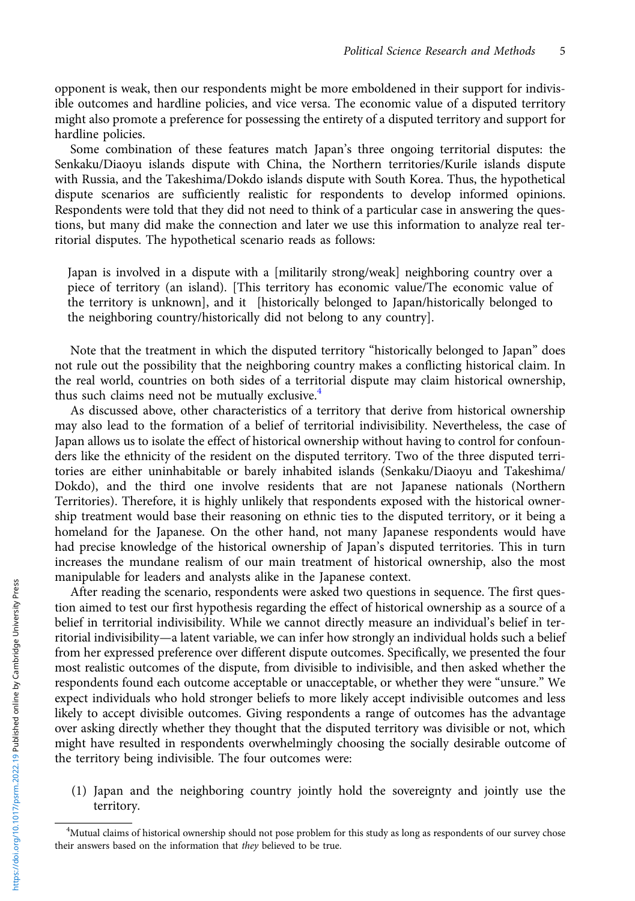opponent is weak, then our respondents might be more emboldened in their support for indivisible outcomes and hardline policies, and vice versa. The economic value of a disputed territory might also promote a preference for possessing the entirety of a disputed territory and support for hardline policies.

Some combination of these features match Japan's three ongoing territorial disputes: the Senkaku/Diaoyu islands dispute with China, the Northern territories/Kurile islands dispute with Russia, and the Takeshima/Dokdo islands dispute with South Korea. Thus, the hypothetical dispute scenarios are sufficiently realistic for respondents to develop informed opinions. Respondents were told that they did not need to think of a particular case in answering the questions, but many did make the connection and later we use this information to analyze real territorial disputes. The hypothetical scenario reads as follows:

> Japan is involved in a dispute with a [militarily strong/weak] neighboring country over a piece of territory (an island). [This territory has economic value/The economic value of the territory is unknown], and it [historically belonged to Japan/historically belonged to the neighboring country/historically did not belong to any country].

Note that the treatment in which the disputed territory "historically belonged to Japan" does not rule out the possibility that the neighboring country makes a conflicting historical claim. In the real world, countries on both sides of a territorial dispute may claim historical ownership, thus such claims need not be mutually exclusive.[4]

As discussed above, other characteristics of a territory that derive from historical ownership may also lead to the formation of a belief of territorial indivisibility. Nevertheless, the case of Japan allows us to isolate the effect of historical ownership without having to control for confounders like the ethnicity of the resident on the disputed territory. Two of the three disputed territories are either uninhabitable or barely inhabited islands (Senkaku/Diaoyu and Takeshima/Dokdo), and the third one involve residents that are not Japanese nationals (Northern Territories). Therefore, it is highly unlikely that respondents exposed with the historical ownership treatment would base their reasoning on ethnic ties to the disputed territory, or it being a homeland for the Japanese. On the other hand, not many Japanese respondents would have had precise knowledge of the historical ownership of Japan's disputed territories. This in turn increases the mundane realism of our main treatment of historical ownership, also the most manipulable for leaders and analysts alike in the Japanese context.

After reading the scenario, respondents were asked two questions in sequence. The first question aimed to test our first hypothesis regarding the effect of historical ownership as a source of a belief in territorial indivisibility. While we cannot directly measure an individual's belief in territorial indivisibility—a latent variable, we can infer how strongly an individual holds such a belief from her expressed preference over different dispute outcomes. Specifically, we presented the four most realistic outcomes of the dispute, from divisible to indivisible, and then asked whether the respondents found each outcome acceptable or unacceptable, or whether they were "unsure." We expect individuals who hold stronger beliefs to more likely accept indivisible outcomes and less likely to accept divisible outcomes. Giving respondents a range of outcomes has the advantage over asking directly whether they thought that the disputed territory was divisible or not, which might have resulted in respondents overwhelmingly choosing the socially desirable outcome of the territory being indivisible. The four outcomes were:

(1) Japan and the neighboring country jointly hold the sovereignty and jointly use the territory.

[4]Mutual claims of historical ownership should not pose problem for this study as long as respondents of our survey chose their answers based on the information that *they* believed to be true.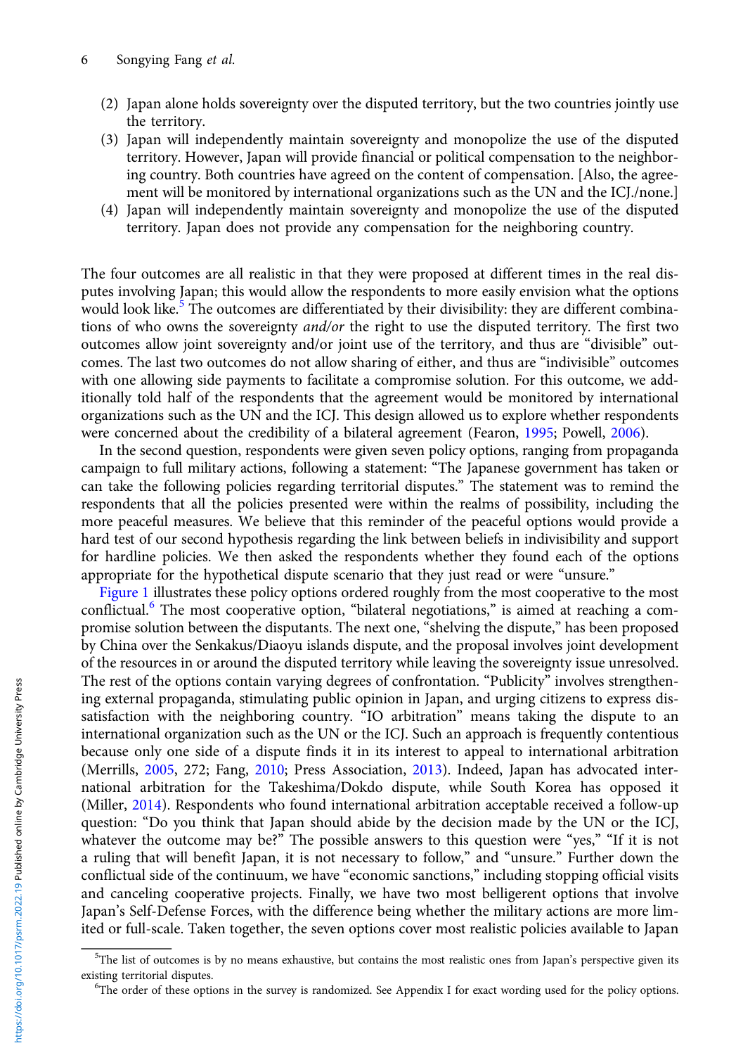(2) Japan alone holds sovereignty over the disputed territory, but the two countries jointly use the territory.
(3) Japan will independently maintain sovereignty and monopolize the use of the disputed territory. However, Japan will provide financial or political compensation to the neighboring country. Both countries have agreed on the content of compensation. [Also, the agreement will be monitored by international organizations such as the UN and the ICJ./none.]
(4) Japan will independently maintain sovereignty and monopolize the use of the disputed territory. Japan does not provide any compensation for the neighboring country.

The four outcomes are all realistic in that they were proposed at different times in the real disputes involving Japan; this would allow the respondents to more easily envision what the options would look like.[5] The outcomes are differentiated by their divisibility: they are different combinations of who owns the sovereignty *and/or* the right to use the disputed territory. The first two outcomes allow joint sovereignty and/or joint use of the territory, and thus are "divisible" outcomes. The last two outcomes do not allow sharing of either, and thus are "indivisible" outcomes with one allowing side payments to facilitate a compromise solution. For this outcome, we additionally told half of the respondents that the agreement would be monitored by international organizations such as the UN and the ICJ. This design allowed us to explore whether respondents were concerned about the credibility of a bilateral agreement (Fearon, 1995; Powell, 2006).

In the second question, respondents were given seven policy options, ranging from propaganda campaign to full military actions, following a statement: "The Japanese government has taken or can take the following policies regarding territorial disputes." The statement was to remind the respondents that all the policies presented were within the realms of possibility, including the more peaceful measures. We believe that this reminder of the peaceful options would provide a hard test of our second hypothesis regarding the link between beliefs in indivisibility and support for hardline policies. We then asked the respondents whether they found each of the options appropriate for the hypothetical dispute scenario that they just read or were "unsure."

Figure 1 illustrates these policy options ordered roughly from the most cooperative to the most conflictual.[6] The most cooperative option, "bilateral negotiations," is aimed at reaching a compromise solution between the disputants. The next one, "shelving the dispute," has been proposed by China over the Senkakus/Diaoyu islands dispute, and the proposal involves joint development of the resources in or around the disputed territory while leaving the sovereignty issue unresolved. The rest of the options contain varying degrees of confrontation. "Publicity" involves strengthening external propaganda, stimulating public opinion in Japan, and urging citizens to express dissatisfaction with the neighboring country. "IO arbitration" means taking the dispute to an international organization such as the UN or the ICJ. Such an approach is frequently contentious because only one side of a dispute finds it in its interest to appeal to international arbitration (Merrills, 2005, 272; Fang, 2010; Press Association, 2013). Indeed, Japan has advocated international arbitration for the Takeshima/Dokdo dispute, while South Korea has opposed it (Miller, 2014). Respondents who found international arbitration acceptable received a follow-up question: "Do you think that Japan should abide by the decision made by the UN or the ICJ, whatever the outcome may be?" The possible answers to this question were "yes," "If it is not a ruling that will benefit Japan, it is not necessary to follow," and "unsure." Further down the conflictual side of the continuum, we have "economic sanctions," including stopping official visits and canceling cooperative projects. Finally, we have two most belligerent options that involve Japan's Self-Defense Forces, with the difference being whether the military actions are more limited or full-scale. Taken together, the seven options cover most realistic policies available to Japan

[5] The list of outcomes is by no means exhaustive, but contains the most realistic ones from Japan's perspective given its existing territorial disputes.

[6] The order of these options in the survey is randomized. See Appendix I for exact wording used for the policy options.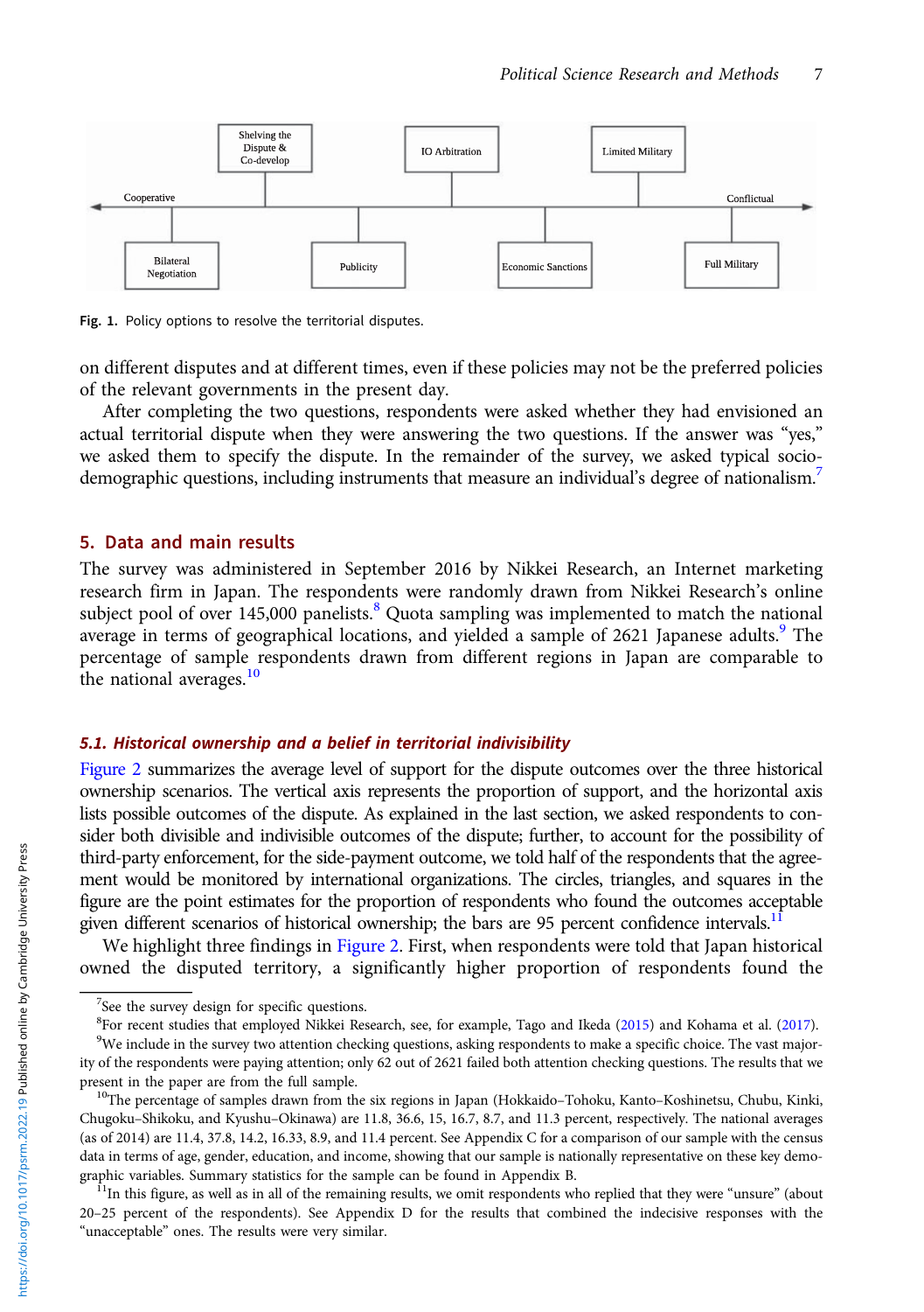Cooperative — Conflictual

Bilateral Negotiation | Shelving the Dispute & Co-develop | Publicity | IO Arbitration | Economic Sanctions | Limited Military | Full Military

Fig. 1. Policy options to resolve the territorial disputes.

on different disputes and at different times, even if these policies may not be the preferred policies of the relevant governments in the present day.

After completing the two questions, respondents were asked whether they had envisioned an actual territorial dispute when they were answering the two questions. If the answer was "yes," we asked them to specify the dispute. In the remainder of the survey, we asked typical socio-demographic questions, including instruments that measure an individual's degree of nationalism.[7]

## 5. Data and main results

The survey was administered in September 2016 by Nikkei Research, an Internet marketing research firm in Japan. The respondents were randomly drawn from Nikkei Research's online subject pool of over 145,000 panelists.[8] Quota sampling was implemented to match the national average in terms of geographical locations, and yielded a sample of 2621 Japanese adults.[9] The percentage of sample respondents drawn from different regions in Japan are comparable to the national averages.[10]

### 5.1. Historical ownership and a belief in territorial indivisibility

Figure 2 summarizes the average level of support for the dispute outcomes over the three historical ownership scenarios. The vertical axis represents the proportion of support, and the horizontal axis lists possible outcomes of the dispute. As explained in the last section, we asked respondents to consider both divisible and indivisible outcomes of the dispute; further, to account for the possibility of third-party enforcement, for the side-payment outcome, we told half of the respondents that the agreement would be monitored by international organizations. The circles, triangles, and squares in the figure are the point estimates for the proportion of respondents who found the outcomes acceptable given different scenarios of historical ownership; the bars are 95 percent confidence intervals.[11]

We highlight three findings in Figure 2. First, when respondents were told that Japan historical owned the disputed territory, a significantly higher proportion of respondents found the

[7]See the survey design for specific questions.

[8]For recent studies that employed Nikkei Research, see, for example, Tago and Ikeda (2015) and Kohama et al. (2017).

[9]We include in the survey two attention checking questions, asking respondents to make a specific choice. The vast majority of the respondents were paying attention; only 62 out of 2621 failed both attention checking questions. The results that we present in the paper are from the full sample.

[10]The percentage of samples drawn from the six regions in Japan (Hokkaido–Tohoku, Kanto–Koshinetsu, Chubu, Kinki, Chugoku–Shikoku, and Kyushu–Okinawa) are 11.8, 36.6, 15, 16.7, 8.7, and 11.3 percent, respectively. The national averages (as of 2014) are 11.4, 37.8, 14.2, 16.33, 8.9, and 11.4 percent. See Appendix C for a comparison of our sample with the census data in terms of age, gender, education, and income, showing that our sample is nationally representative on these key demographic variables. Summary statistics for the sample can be found in Appendix B.

[11]In this figure, as well as in all of the remaining results, we omit respondents who replied that they were "unsure" (about 20–25 percent of the respondents). See Appendix D for the results that combined the indecisive responses with the "unacceptable" ones. The results were very similar.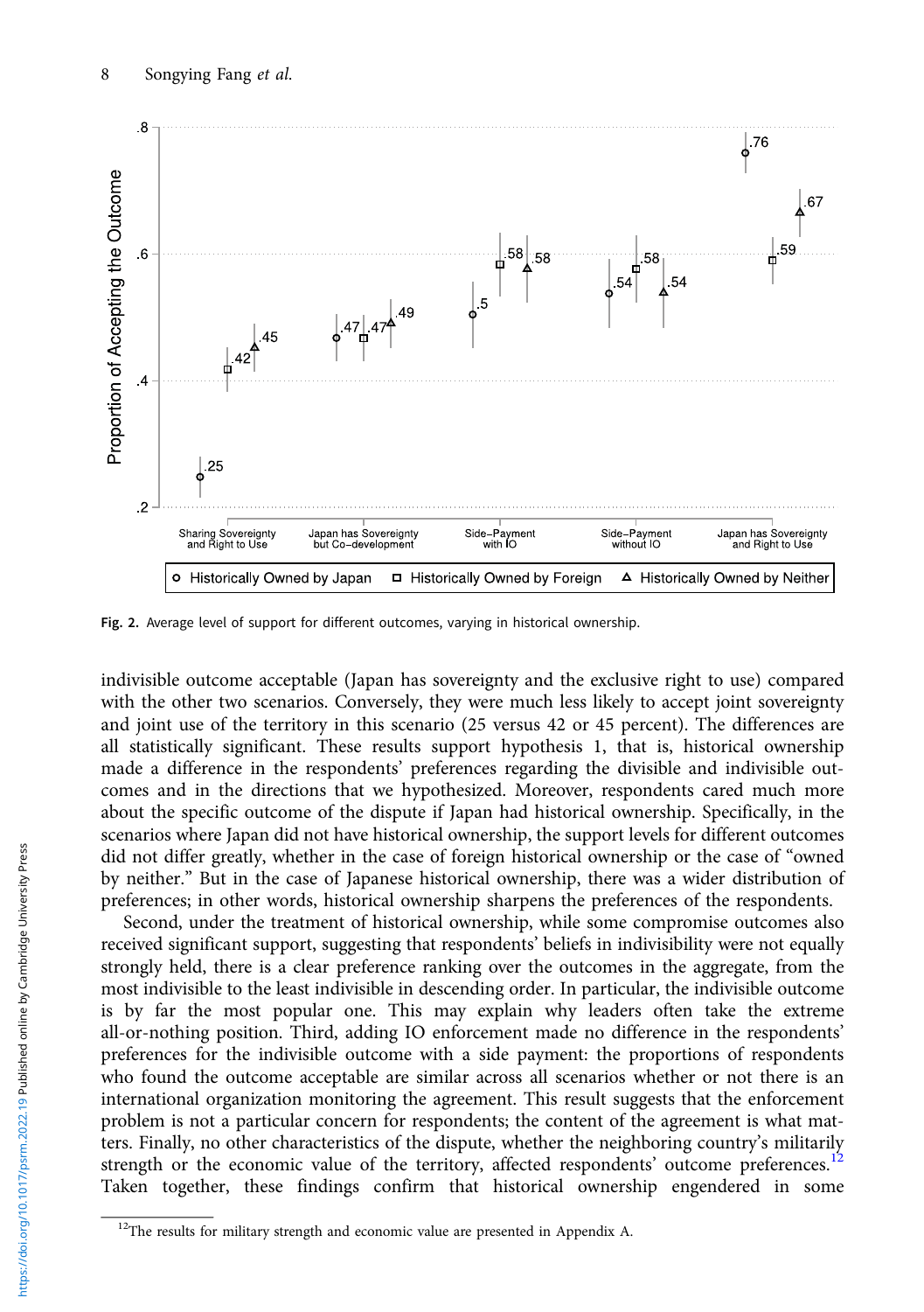Fig. 2. Average level of support for different outcomes, varying in historical ownership.

indivisible outcome acceptable (Japan has sovereignty and the exclusive right to use) compared with the other two scenarios. Conversely, they were much less likely to accept joint sovereignty and joint use of the territory in this scenario (25 versus 42 or 45 percent). The differences are all statistically significant. These results support hypothesis 1, that is, historical ownership made a difference in the respondents' preferences regarding the divisible and indivisible outcomes and in the directions that we hypothesized. Moreover, respondents cared much more about the specific outcome of the dispute if Japan had historical ownership. Specifically, in the scenarios where Japan did not have historical ownership, the support levels for different outcomes did not differ greatly, whether in the case of foreign historical ownership or the case of "owned by neither." But in the case of Japanese historical ownership, there was a wider distribution of preferences; in other words, historical ownership sharpens the preferences of the respondents.

Second, under the treatment of historical ownership, while some compromise outcomes also received significant support, suggesting that respondents' beliefs in indivisibility were not equally strongly held, there is a clear preference ranking over the outcomes in the aggregate, from the most indivisible to the least indivisible in descending order. In particular, the indivisible outcome is by far the most popular one. This may explain why leaders often take the extreme all-or-nothing position. Third, adding IO enforcement made no difference in the respondents' preferences for the indivisible outcome with a side payment: the proportions of respondents who found the outcome acceptable are similar across all scenarios whether or not there is an international organization monitoring the agreement. This result suggests that the enforcement problem is not a particular concern for respondents; the content of the agreement is what matters. Finally, no other characteristics of the dispute, whether the neighboring country's militarily strength or the economic value of the territory, affected respondents' outcome preferences.[12] Taken together, these findings confirm that historical ownership engendered in some

[12]The results for military strength and economic value are presented in Appendix A.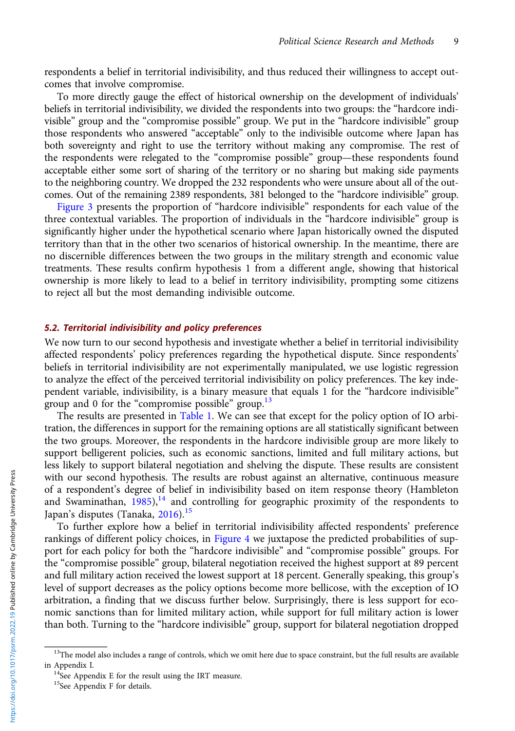respondents a belief in territorial indivisibility, and thus reduced their willingness to accept outcomes that involve compromise.

To more directly gauge the effect of historical ownership on the development of individuals' beliefs in territorial indivisibility, we divided the respondents into two groups: the "hardcore indivisible" group and the "compromise possible" group. We put in the "hardcore indivisible" group those respondents who answered "acceptable" only to the indivisible outcome where Japan has both sovereignty and right to use the territory without making any compromise. The rest of the respondents were relegated to the "compromise possible" group—these respondents found acceptable either some sort of sharing of the territory or no sharing but making side payments to the neighboring country. We dropped the 232 respondents who were unsure about all of the outcomes. Out of the remaining 2389 respondents, 381 belonged to the "hardcore indivisible" group.

Figure 3 presents the proportion of "hardcore indivisible" respondents for each value of the three contextual variables. The proportion of individuals in the "hardcore indivisible" group is significantly higher under the hypothetical scenario where Japan historically owned the disputed territory than that in the other two scenarios of historical ownership. In the meantime, there are no discernible differences between the two groups in the military strength and economic value treatments. These results confirm hypothesis 1 from a different angle, showing that historical ownership is more likely to lead to a belief in territory indivisibility, prompting some citizens to reject all but the most demanding indivisible outcome.

### 5.2. Territorial indivisibility and policy preferences

We now turn to our second hypothesis and investigate whether a belief in territorial indivisibility affected respondents' policy preferences regarding the hypothetical dispute. Since respondents' beliefs in territorial indivisibility are not experimentally manipulated, we use logistic regression to analyze the effect of the perceived territorial indivisibility on policy preferences. The key independent variable, indivisibility, is a binary measure that equals 1 for the "hardcore indivisible" group and 0 for the "compromise possible" group.[13]

The results are presented in Table 1. We can see that except for the policy option of IO arbitration, the differences in support for the remaining options are all statistically significant between the two groups. Moreover, the respondents in the hardcore indivisible group are more likely to support belligerent policies, such as economic sanctions, limited and full military actions, but less likely to support bilateral negotiation and shelving the dispute. These results are consistent with our second hypothesis. The results are robust against an alternative, continuous measure of a respondent's degree of belief in indivisibility based on item response theory (Hambleton and Swaminathan, 1985),[14] and controlling for geographic proximity of the respondents to Japan's disputes (Tanaka, 2016).[15]

To further explore how a belief in territorial indivisibility affected respondents' preference rankings of different policy choices, in Figure 4 we juxtapose the predicted probabilities of support for each policy for both the "hardcore indivisible" and "compromise possible" groups. For the "compromise possible" group, bilateral negotiation received the highest support at 89 percent and full military action received the lowest support at 18 percent. Generally speaking, this group's level of support decreases as the policy options become more bellicose, with the exception of IO arbitration, a finding that we discuss further below. Surprisingly, there is less support for economic sanctions than for limited military action, while support for full military action is lower than both. Turning to the "hardcore indivisible" group, support for bilateral negotiation dropped

[13]The model also includes a range of controls, which we omit here due to space constraint, but the full results are available in Appendix I.

[14]See Appendix E for the result using the IRT measure.

[15]See Appendix F for details.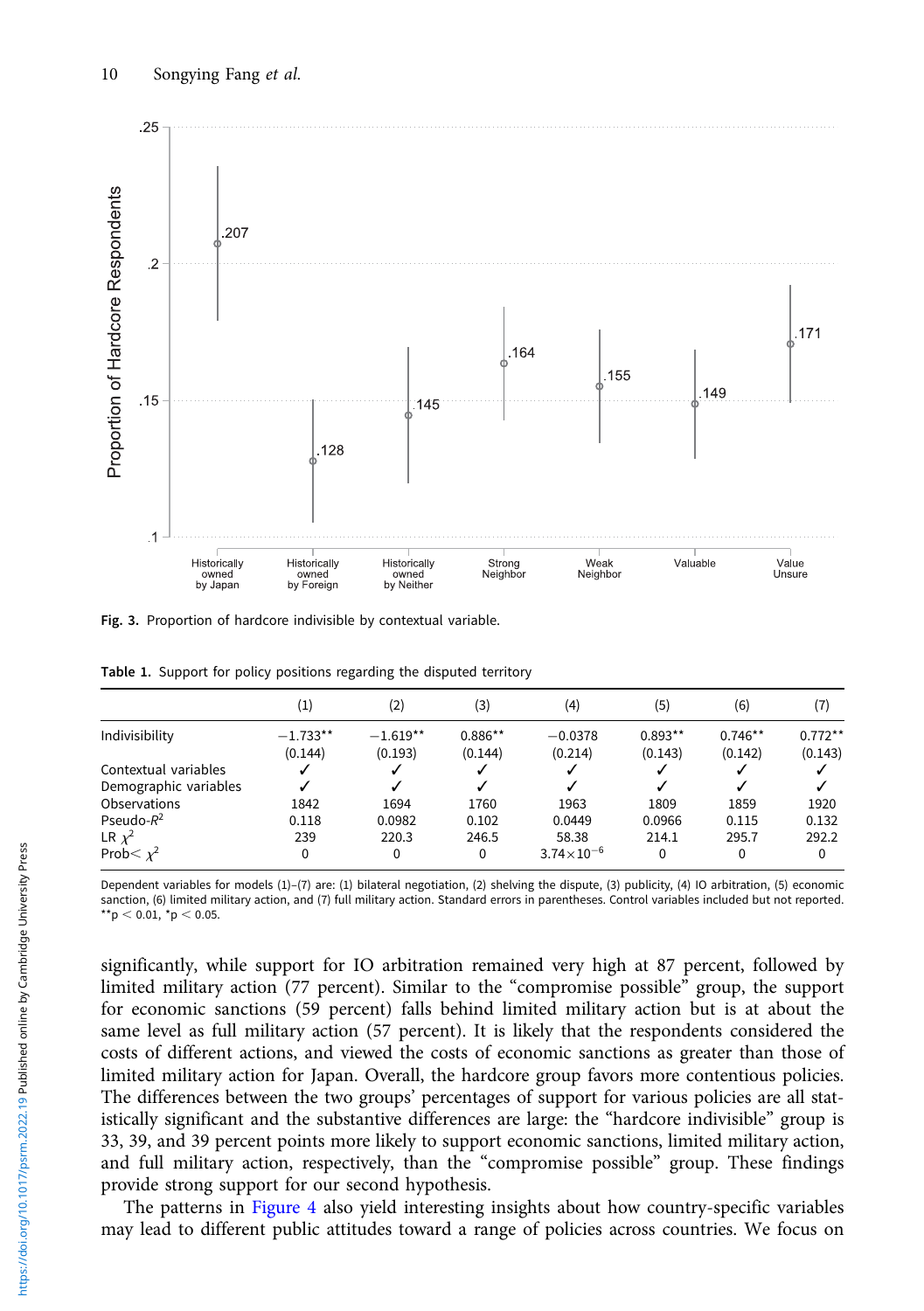**Fig. 3.** Proportion of hardcore indivisible by contextual variable.

**Table 1.** Support for policy positions regarding the disputed territory

| | (1) | (2) | (3) | (4) | (5) | (6) | (7) |
|---|---|---|---|---|---|---|---|
| Indivisibility | −1.733** | −1.619** | 0.886** | −0.0378 | 0.893** | 0.746** | 0.772** |
| | (0.144) | (0.193) | (0.144) | (0.214) | (0.143) | (0.142) | (0.143) |
| Contextual variables | ✓ | ✓ | ✓ | ✓ | ✓ | ✓ | ✓ |
| Demographic variables | ✓ | ✓ | ✓ | ✓ | ✓ | ✓ | ✓ |
| Observations | 1842 | 1694 | 1760 | 1963 | 1809 | 1859 | 1920 |
| Pseudo-$R^2$ | 0.118 | 0.0982 | 0.102 | 0.0449 | 0.0966 | 0.115 | 0.132 |
| LR $\chi^2$ | 239 | 220.3 | 246.5 | 58.38 | 214.1 | 295.7 | 292.2 |
| Prob< $\chi^2$ | 0 | 0 | 0 | $3.74\times10^{-6}$ | 0 | 0 | 0 |

Dependent variables for models (1)–(7) are: (1) bilateral negotiation, (2) shelving the dispute, (3) publicity, (4) IO arbitration, (5) economic sanction, (6) limited military action, and (7) full military action. Standard errors in parentheses. Control variables included but not reported. **$p < 0.01$, *$p < 0.05$.

significantly, while support for IO arbitration remained very high at 87 percent, followed by limited military action (77 percent). Similar to the "compromise possible" group, the support for economic sanctions (59 percent) falls behind limited military action but is at about the same level as full military action (57 percent). It is likely that the respondents considered the costs of different actions, and viewed the costs of economic sanctions as greater than those of limited military action for Japan. Overall, the hardcore group favors more contentious policies. The differences between the two groups' percentages of support for various policies are all statistically significant and the substantive differences are large: the "hardcore indivisible" group is 33, 39, and 39 percent points more likely to support economic sanctions, limited military action, and full military action, respectively, than the "compromise possible" group. These findings provide strong support for our second hypothesis.

The patterns in Figure 4 also yield interesting insights about how country-specific variables may lead to different public attitudes toward a range of policies across countries. We focus on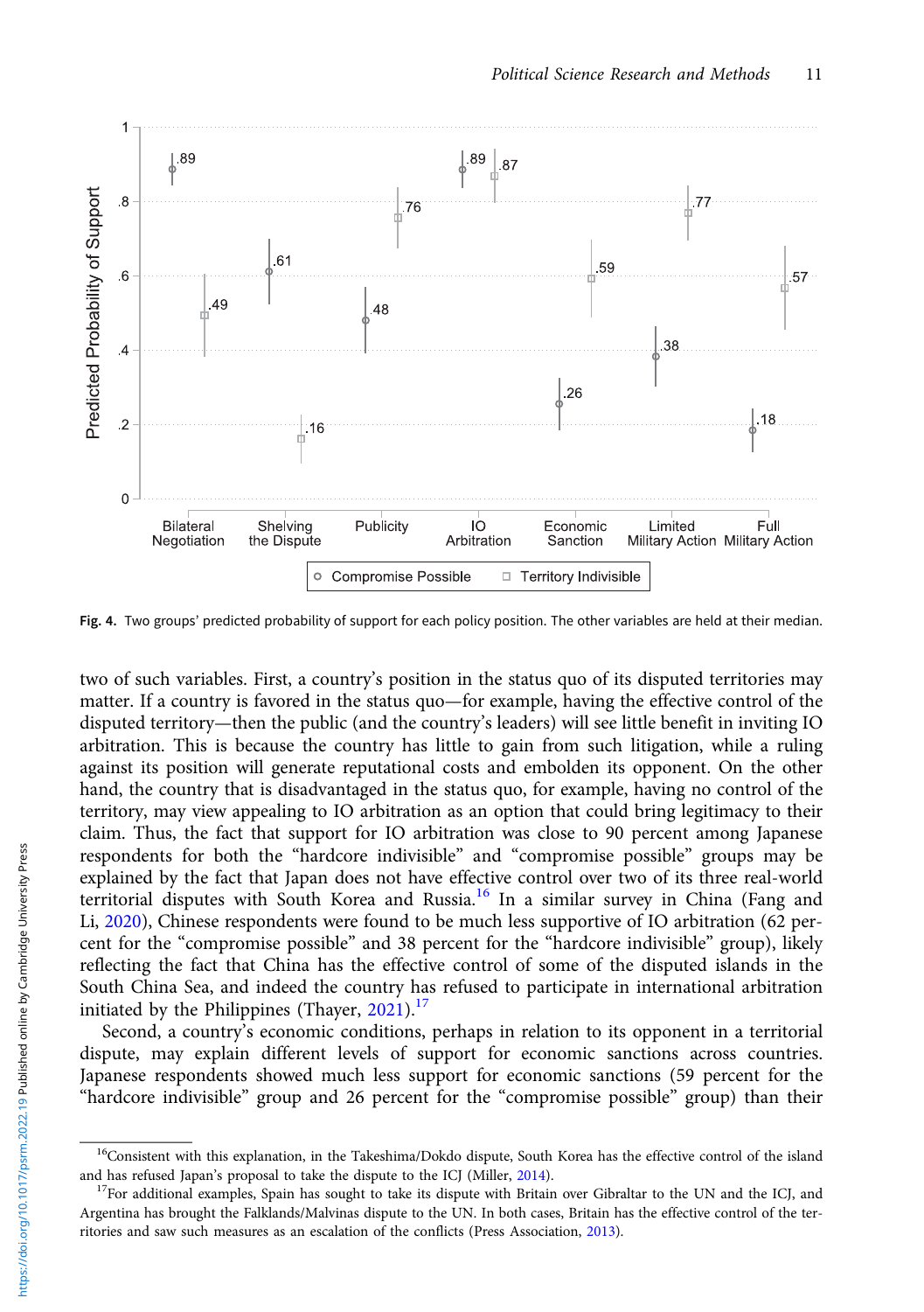Fig. 4. Two groups' predicted probability of support for each policy position. The other variables are held at their median.

two of such variables. First, a country's position in the status quo of its disputed territories may matter. If a country is favored in the status quo—for example, having the effective control of the disputed territory—then the public (and the country's leaders) will see little benefit in inviting IO arbitration. This is because the country has little to gain from such litigation, while a ruling against its position will generate reputational costs and embolden its opponent. On the other hand, the country that is disadvantaged in the status quo, for example, having no control of the territory, may view appealing to IO arbitration as an option that could bring legitimacy to their claim. Thus, the fact that support for IO arbitration was close to 90 percent among Japanese respondents for both the "hardcore indivisible" and "compromise possible" groups may be explained by the fact that Japan does not have effective control over two of its three real-world territorial disputes with South Korea and Russia.[16] In a similar survey in China (Fang and Li, 2020), Chinese respondents were found to be much less supportive of IO arbitration (62 percent for the "compromise possible" and 38 percent for the "hardcore indivisible" group), likely reflecting the fact that China has the effective control of some of the disputed islands in the South China Sea, and indeed the country has refused to participate in international arbitration initiated by the Philippines (Thayer, 2021).[17]

Second, a country's economic conditions, perhaps in relation to its opponent in a territorial dispute, may explain different levels of support for economic sanctions across countries. Japanese respondents showed much less support for economic sanctions (59 percent for the "hardcore indivisible" group and 26 percent for the "compromise possible" group) than their

[16]Consistent with this explanation, in the Takeshima/Dokdo dispute, South Korea has the effective control of the island and has refused Japan's proposal to take the dispute to the ICJ (Miller, 2014).

[17]For additional examples, Spain has sought to take its dispute with Britain over Gibraltar to the UN and the ICJ, and Argentina has brought the Falklands/Malvinas dispute to the UN. In both cases, Britain has the effective control of the territories and saw such measures as an escalation of the conflicts (Press Association, 2013).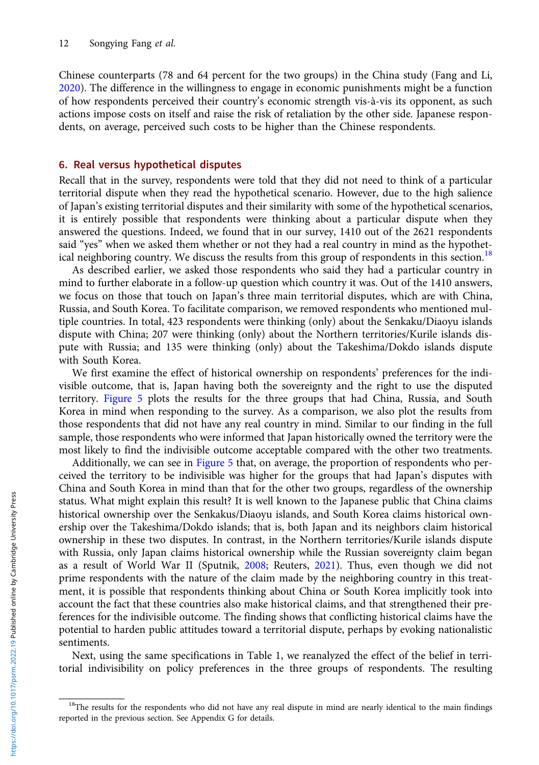Chinese counterparts (78 and 64 percent for the two groups) in the China study (Fang and Li, 2020). The difference in the willingness to engage in economic punishments might be a function of how respondents perceived their country's economic strength vis-à-vis its opponent, as such actions impose costs on itself and raise the risk of retaliation by the other side. Japanese respondents, on average, perceived such costs to be higher than the Chinese respondents.

## 6. Real versus hypothetical disputes

Recall that in the survey, respondents were told that they did not need to think of a particular territorial dispute when they read the hypothetical scenario. However, due to the high salience of Japan's existing territorial disputes and their similarity with some of the hypothetical scenarios, it is entirely possible that respondents were thinking about a particular dispute when they answered the questions. Indeed, we found that in our survey, 1410 out of the 2621 respondents said "yes" when we asked them whether or not they had a real country in mind as the hypothetical neighboring country. We discuss the results from this group of respondents in this section.[18]

As described earlier, we asked those respondents who said they had a particular country in mind to further elaborate in a follow-up question which country it was. Out of the 1410 answers, we focus on those that touch on Japan's three main territorial disputes, which are with China, Russia, and South Korea. To facilitate comparison, we removed respondents who mentioned multiple countries. In total, 423 respondents were thinking (only) about the Senkaku/Diaoyu islands dispute with China; 207 were thinking (only) about the Northern territories/Kurile islands dispute with Russia; and 135 were thinking (only) about the Takeshima/Dokdo islands dispute with South Korea.

We first examine the effect of historical ownership on respondents' preferences for the indivisible outcome, that is, Japan having both the sovereignty and the right to use the disputed territory. Figure 5 plots the results for the three groups that had China, Russia, and South Korea in mind when responding to the survey. As a comparison, we also plot the results from those respondents that did not have any real country in mind. Similar to our finding in the full sample, those respondents who were informed that Japan historically owned the territory were the most likely to find the indivisible outcome acceptable compared with the other two treatments.

Additionally, we can see in Figure 5 that, on average, the proportion of respondents who perceived the territory to be indivisible was higher for the groups that had Japan's disputes with China and South Korea in mind than that for the other two groups, regardless of the ownership status. What might explain this result? It is well known to the Japanese public that China claims historical ownership over the Senkakus/Diaoyu islands, and South Korea claims historical ownership over the Takeshima/Dokdo islands; that is, both Japan and its neighbors claim historical ownership in these two disputes. In contrast, in the Northern territories/Kurile islands dispute with Russia, only Japan claims historical ownership while the Russian sovereignty claim began as a result of World War II (Sputnik, 2008; Reuters, 2021). Thus, even though we did not prime respondents with the nature of the claim made by the neighboring country in this treatment, it is possible that respondents thinking about China or South Korea implicitly took into account the fact that these countries also make historical claims, and that strengthened their preferences for the indivisible outcome. The finding shows that conflicting historical claims have the potential to harden public attitudes toward a territorial dispute, perhaps by evoking nationalistic sentiments.

Next, using the same specifications in Table 1, we reanalyzed the effect of the belief in territorial indivisibility on policy preferences in the three groups of respondents. The resulting

[18]The results for the respondents who did not have any real dispute in mind are nearly identical to the main findings reported in the previous section. See Appendix G for details.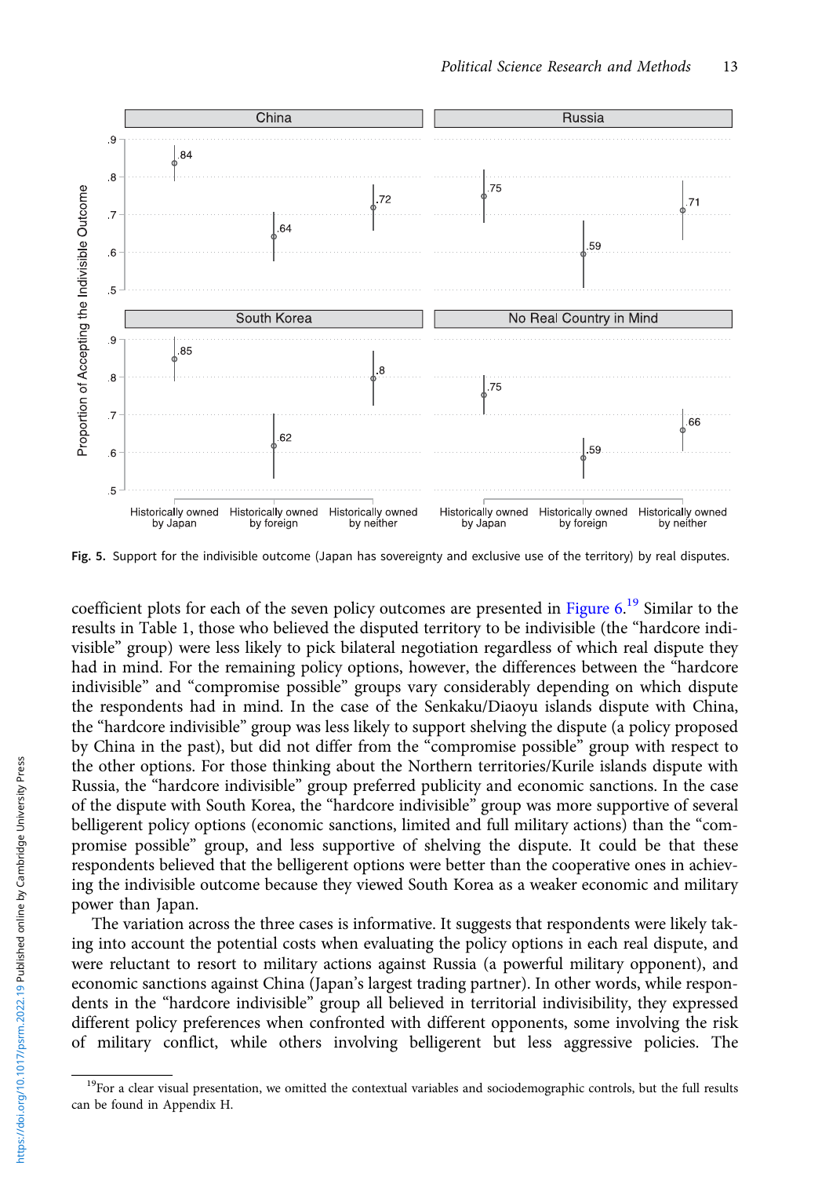Fig. 5. Support for the indivisible outcome (Japan has sovereignty and exclusive use of the territory) by real disputes.

coefficient plots for each of the seven policy outcomes are presented in Figure 6.[19] Similar to the results in Table 1, those who believed the disputed territory to be indivisible (the "hardcore indivisible" group) were less likely to pick bilateral negotiation regardless of which real dispute they had in mind. For the remaining policy options, however, the differences between the "hardcore indivisible" and "compromise possible" groups vary considerably depending on which dispute the respondents had in mind. In the case of the Senkaku/Diaoyu islands dispute with China, the "hardcore indivisible" group was less likely to support shelving the dispute (a policy proposed by China in the past), but did not differ from the "compromise possible" group with respect to the other options. For those thinking about the Northern territories/Kurile islands dispute with Russia, the "hardcore indivisible" group preferred publicity and economic sanctions. In the case of the dispute with South Korea, the "hardcore indivisible" group was more supportive of several belligerent policy options (economic sanctions, limited and full military actions) than the "compromise possible" group, and less supportive of shelving the dispute. It could be that these respondents believed that the belligerent options were better than the cooperative ones in achieving the indivisible outcome because they viewed South Korea as a weaker economic and military power than Japan.

The variation across the three cases is informative. It suggests that respondents were likely taking into account the potential costs when evaluating the policy options in each real dispute, and were reluctant to resort to military actions against Russia (a powerful military opponent), and economic sanctions against China (Japan's largest trading partner). In other words, while respondents in the "hardcore indivisible" group all believed in territorial indivisibility, they expressed different policy preferences when confronted with different opponents, some involving the risk of military conflict, while others involving belligerent but less aggressive policies. The

[19]For a clear visual presentation, we omitted the contextual variables and sociodemographic controls, but the full results can be found in Appendix H.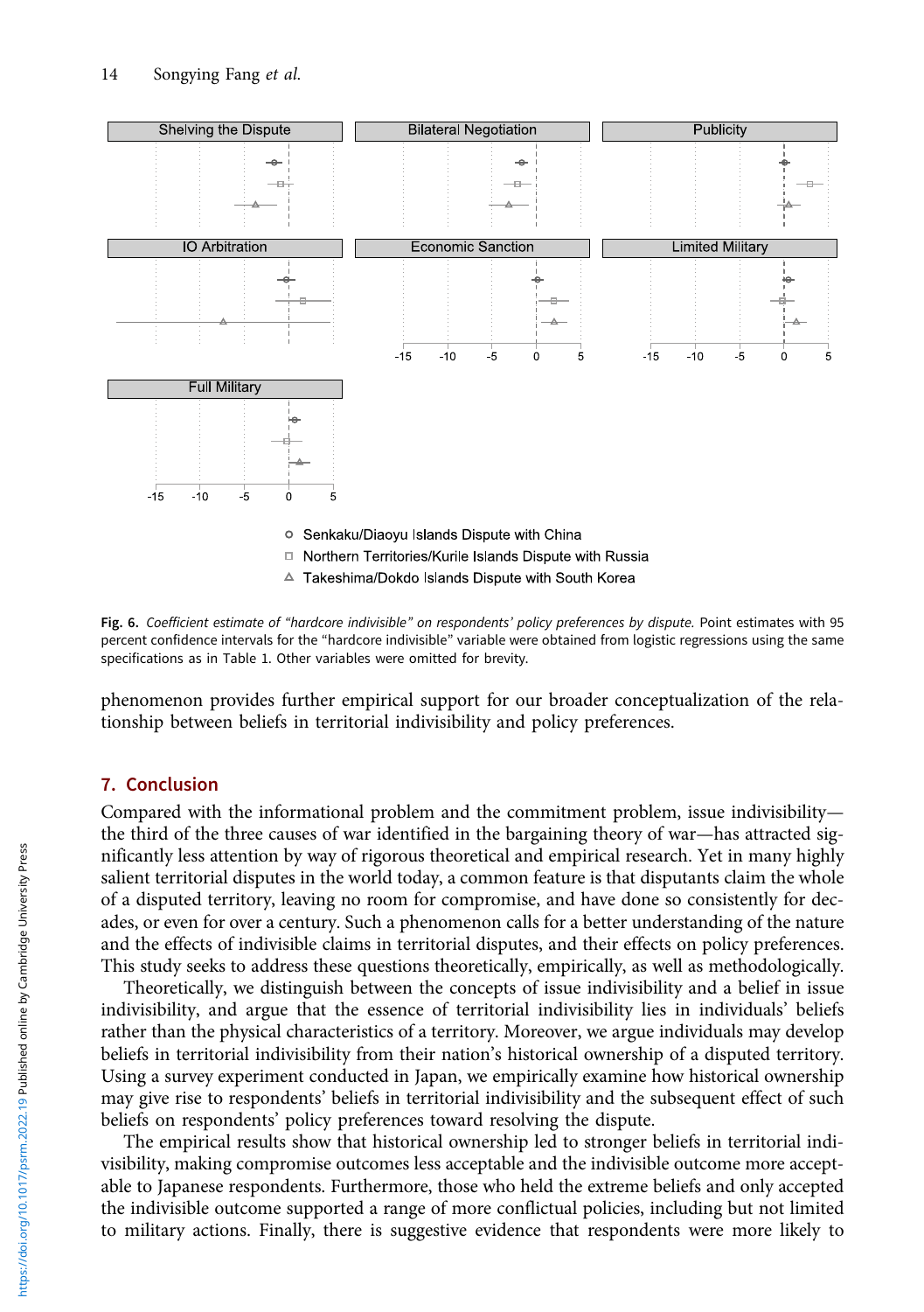**Fig. 6.** *Coefficient estimate of "hardcore indivisible" on respondents' policy preferences by dispute.* Point estimates with 95 percent confidence intervals for the "hardcore indivisible" variable were obtained from logistic regressions using the same specifications as in Table 1. Other variables were omitted for brevity.

phenomenon provides further empirical support for our broader conceptualization of the relationship between beliefs in territorial indivisibility and policy preferences.

## 7. Conclusion

Compared with the informational problem and the commitment problem, issue indivisibility—the third of the three causes of war identified in the bargaining theory of war—has attracted significantly less attention by way of rigorous theoretical and empirical research. Yet in many highly salient territorial disputes in the world today, a common feature is that disputants claim the whole of a disputed territory, leaving no room for compromise, and have done so consistently for decades, or even for over a century. Such a phenomenon calls for a better understanding of the nature and the effects of indivisible claims in territorial disputes, and their effects on policy preferences. This study seeks to address these questions theoretically, empirically, as well as methodologically.

Theoretically, we distinguish between the concepts of issue indivisibility and a belief in issue indivisibility, and argue that the essence of territorial indivisibility lies in individuals' beliefs rather than the physical characteristics of a territory. Moreover, we argue individuals may develop beliefs in territorial indivisibility from their nation's historical ownership of a disputed territory. Using a survey experiment conducted in Japan, we empirically examine how historical ownership may give rise to respondents' beliefs in territorial indivisibility and the subsequent effect of such beliefs on respondents' policy preferences toward resolving the dispute.

The empirical results show that historical ownership led to stronger beliefs in territorial indivisibility, making compromise outcomes less acceptable and the indivisible outcome more acceptable to Japanese respondents. Furthermore, those who held the extreme beliefs and only accepted the indivisible outcome supported a range of more conflictual policies, including but not limited to military actions. Finally, there is suggestive evidence that respondents were more likely to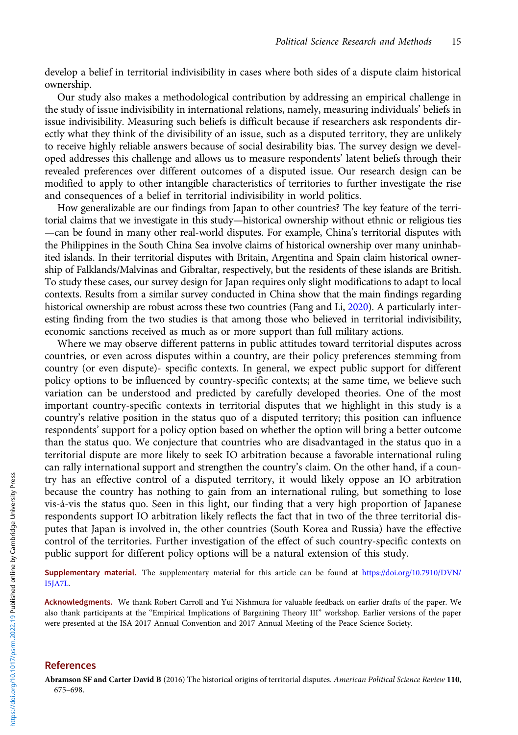develop a belief in territorial indivisibility in cases where both sides of a dispute claim historical ownership.

Our study also makes a methodological contribution by addressing an empirical challenge in the study of issue indivisibility in international relations, namely, measuring individuals' beliefs in issue indivisibility. Measuring such beliefs is difficult because if researchers ask respondents directly what they think of the divisibility of an issue, such as a disputed territory, they are unlikely to receive highly reliable answers because of social desirability bias. The survey design we developed addresses this challenge and allows us to measure respondents' latent beliefs through their revealed preferences over different outcomes of a disputed issue. Our research design can be modified to apply to other intangible characteristics of territories to further investigate the rise and consequences of a belief in territorial indivisibility in world politics.

How generalizable are our findings from Japan to other countries? The key feature of the territorial claims that we investigate in this study—historical ownership without ethnic or religious ties—can be found in many other real-world disputes. For example, China's territorial disputes with the Philippines in the South China Sea involve claims of historical ownership over many uninhabited islands. In their territorial disputes with Britain, Argentina and Spain claim historical ownership of Falklands/Malvinas and Gibraltar, respectively, but the residents of these islands are British. To study these cases, our survey design for Japan requires only slight modifications to adapt to local contexts. Results from a similar survey conducted in China show that the main findings regarding historical ownership are robust across these two countries (Fang and Li, 2020). A particularly interesting finding from the two studies is that among those who believed in territorial indivisibility, economic sanctions received as much as or more support than full military actions.

Where we may observe different patterns in public attitudes toward territorial disputes across countries, or even across disputes within a country, are their policy preferences stemming from country (or even dispute)- specific contexts. In general, we expect public support for different policy options to be influenced by country-specific contexts; at the same time, we believe such variation can be understood and predicted by carefully developed theories. One of the most important country-specific contexts in territorial disputes that we highlight in this study is a country's relative position in the status quo of a disputed territory; this position can influence respondents' support for a policy option based on whether the option will bring a better outcome than the status quo. We conjecture that countries who are disadvantaged in the status quo in a territorial dispute are more likely to seek IO arbitration because a favorable international ruling can rally international support and strengthen the country's claim. On the other hand, if a country has an effective control of a disputed territory, it would likely oppose an IO arbitration because the country has nothing to gain from an international ruling, but something to lose vis-á-vis the status quo. Seen in this light, our finding that a very high proportion of Japanese respondents support IO arbitration likely reflects the fact that in two of the three territorial disputes that Japan is involved in, the other countries (South Korea and Russia) have the effective control of the territories. Further investigation of the effect of such country-specific contexts on public support for different policy options will be a natural extension of this study.

**Supplementary material.** The supplementary material for this article can be found at https://doi.org/10.7910/DVN/I5JA7L.

**Acknowledgments.** We thank Robert Carroll and Yui Nishmura for valuable feedback on earlier drafts of the paper. We also thank participants at the "Empirical Implications of Bargaining Theory III" workshop. Earlier versions of the paper were presented at the ISA 2017 Annual Convention and 2017 Annual Meeting of the Peace Science Society.

## References

**Abramson SF and Carter David B** (2016) The historical origins of territorial disputes. *American Political Science Review* **110**, 675–698.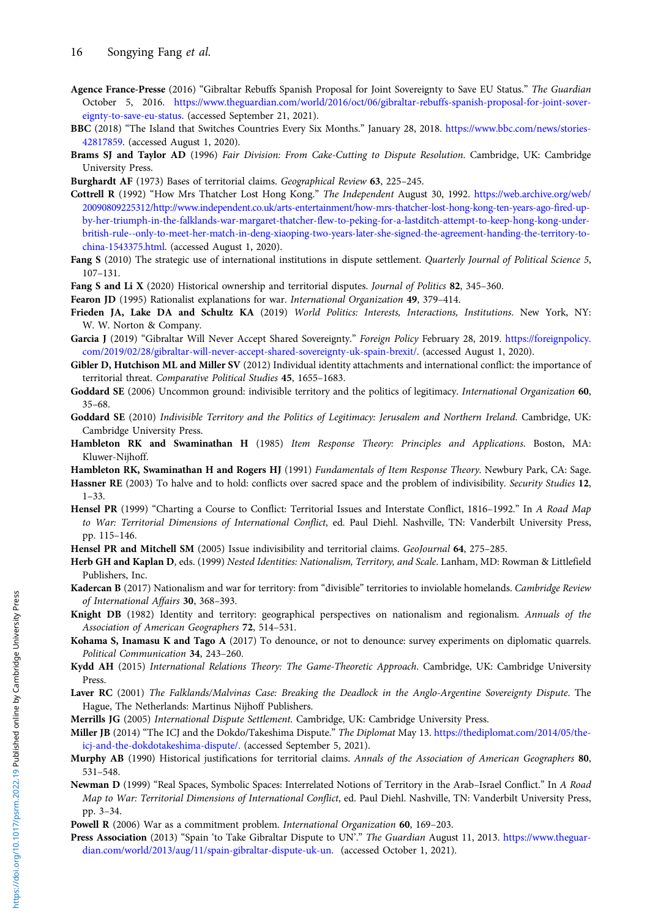**Agence France-Presse** (2016) "Gibraltar Rebuffs Spanish Proposal for Joint Sovereignty to Save EU Status." *The Guardian* October 5, 2016. https://www.theguardian.com/world/2016/oct/06/gibraltar-rebuffs-spanish-proposal-for-joint-sovereignty-to-save-eu-status. (accessed September 21, 2021).

**BBC** (2018) "The Island that Switches Countries Every Six Months." January 28, 2018. https://www.bbc.com/news/stories-42817859. (accessed August 1, 2020).

**Brams SJ and Taylor AD** (1996) *Fair Division: From Cake-Cutting to Dispute Resolution*. Cambridge, UK: Cambridge University Press.

**Burghardt AF** (1973) Bases of territorial claims. *Geographical Review* **63**, 225–245.

**Cottrell R** (1992) "How Mrs Thatcher Lost Hong Kong." *The Independent* August 30, 1992. https://web.archive.org/web/20090809225312/http://www.independent.co.uk/arts-entertainment/how-mrs-thatcher-lost-hong-kong-ten-years-ago-fired-up-by-her-triumph-in-the-falklands-war-margaret-thatcher-flew-to-peking-for-a-lastditch-attempt-to-keep-hong-kong-under-british-rule--only-to-meet-her-match-in-deng-xiaoping-two-years-later-she-signed-the-agreement-handing-the-territory-to-china-1543375.html. (accessed August 1, 2020).

**Fang S** (2010) The strategic use of international institutions in dispute settlement. *Quarterly Journal of Political Science* 5, 107–131.

**Fang S and Li X** (2020) Historical ownership and territorial disputes. *Journal of Politics* **82**, 345–360.

**Fearon JD** (1995) Rationalist explanations for war. *International Organization* **49**, 379–414.

**Frieden JA, Lake DA and Schultz KA** (2019) *World Politics: Interests, Interactions, Institutions*. New York, NY: W. W. Norton & Company.

**Garcia J** (2019) "Gibraltar Will Never Accept Shared Sovereignty." *Foreign Policy* February 28, 2019. https://foreignpolicy.com/2019/02/28/gibraltar-will-never-accept-shared-sovereignty-uk-spain-brexit/. (accessed August 1, 2020).

**Gibler D, Hutchison ML and Miller SV** (2012) Individual identity attachments and international conflict: the importance of territorial threat. *Comparative Political Studies* **45**, 1655–1683.

**Goddard SE** (2006) Uncommon ground: indivisible territory and the politics of legitimacy. *International Organization* **60**, 35–68.

**Goddard SE** (2010) *Indivisible Territory and the Politics of Legitimacy: Jerusalem and Northern Ireland*. Cambridge, UK: Cambridge University Press.

**Hambleton RK and Swaminathan H** (1985) *Item Response Theory: Principles and Applications*. Boston, MA: Kluwer-Nijhoff.

**Hambleton RK, Swaminathan H and Rogers HJ** (1991) *Fundamentals of Item Response Theory*. Newbury Park, CA: Sage.

**Hassner RE** (2003) To halve and to hold: conflicts over sacred space and the problem of indivisibility. *Security Studies* **12**, 1–33.

**Hensel PR** (1999) "Charting a Course to Conflict: Territorial Issues and Interstate Conflict, 1816–1992." In *A Road Map to War: Territorial Dimensions of International Conflict*, ed. Paul Diehl. Nashville, TN: Vanderbilt University Press, pp. 115–146.

**Hensel PR and Mitchell SM** (2005) Issue indivisibility and territorial claims. *GeoJournal* **64**, 275–285.

**Herb GH and Kaplan D**, eds. (1999) *Nested Identities: Nationalism, Territory, and Scale*. Lanham, MD: Rowman & Littlefield Publishers, Inc.

**Kadercan B** (2017) Nationalism and war for territory: from "divisible" territories to inviolable homelands. *Cambridge Review of International Affairs* **30**, 368–393.

**Knight DB** (1982) Identity and territory: geographical perspectives on nationalism and regionalism. *Annuals of the Association of American Geographers* **72**, 514–531.

**Kohama S, Inamasu K and Tago A** (2017) To denounce, or not to denounce: survey experiments on diplomatic quarrels. *Political Communication* **34**, 243–260.

**Kydd AH** (2015) *International Relations Theory: The Game-Theoretic Approach*. Cambridge, UK: Cambridge University Press.

**Laver RC** (2001) *The Falklands/Malvinas Case: Breaking the Deadlock in the Anglo-Argentine Sovereignty Dispute*. The Hague, The Netherlands: Martinus Nijhoff Publishers.

**Merrills JG** (2005) *International Dispute Settlement*. Cambridge, UK: Cambridge University Press.

**Miller JB** (2014) "The ICJ and the Dokdo/Takeshima Dispute." *The Diplomat* May 13. https://thediplomat.com/2014/05/the-icj-and-the-dokdotakeshima-dispute/. (accessed September 5, 2021).

**Murphy AB** (1990) Historical justifications for territorial claims. *Annals of the Association of American Geographers* **80**, 531–548.

**Newman D** (1999) "Real Spaces, Symbolic Spaces: Interrelated Notions of Territory in the Arab–Israel Conflict." In *A Road Map to War: Territorial Dimensions of International Conflict*, ed. Paul Diehl. Nashville, TN: Vanderbilt University Press, pp. 3–34.

**Powell R** (2006) War as a commitment problem. *International Organization* **60**, 169–203.

**Press Association** (2013) "Spain 'to Take Gibraltar Dispute to UN'." *The Guardian* August 11, 2013. https://www.theguardian.com/world/2013/aug/11/spain-gibraltar-dispute-uk-un. (accessed October 1, 2021).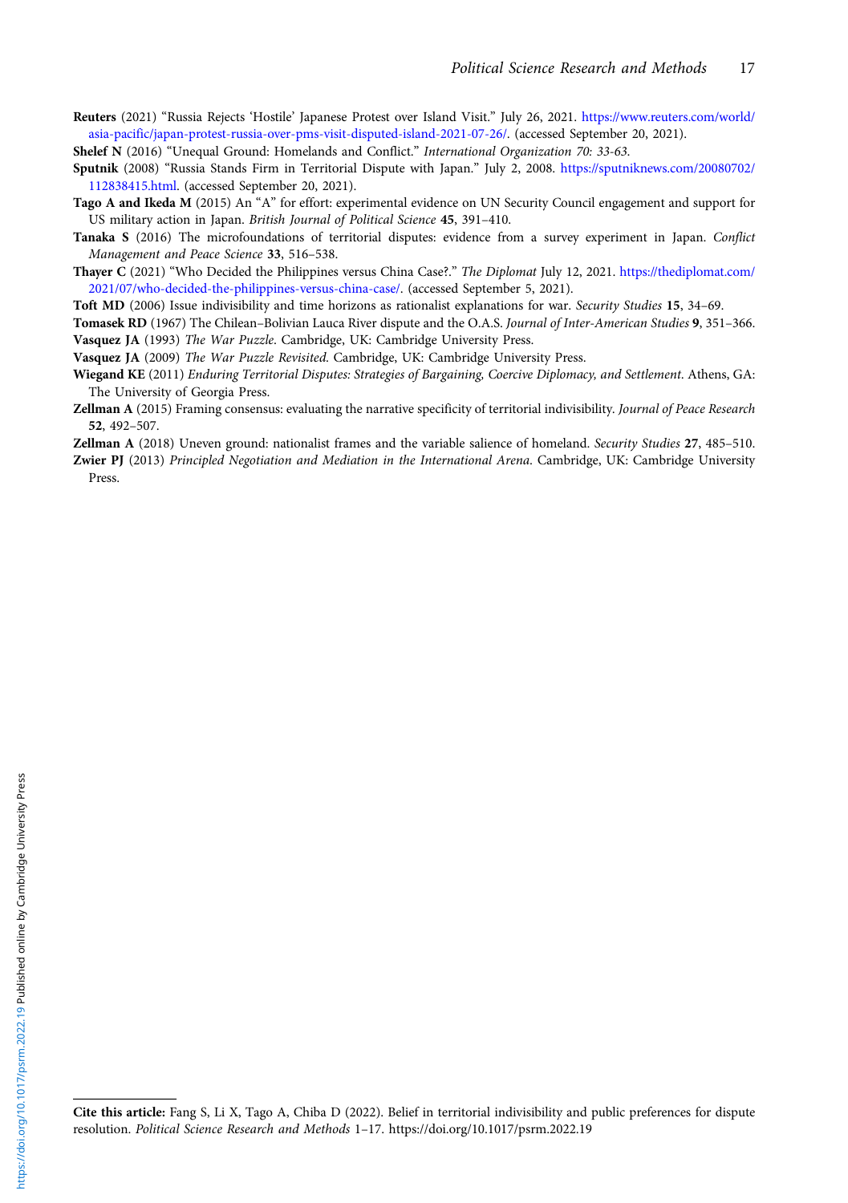**Reuters** (2021) "Russia Rejects 'Hostile' Japanese Protest over Island Visit." July 26, 2021. https://www.reuters.com/world/asia-pacific/japan-protest-russia-over-pms-visit-disputed-island-2021-07-26/. (accessed September 20, 2021).

**Shelef N** (2016) "Unequal Ground: Homelands and Conflict." *International Organization 70: 33-63.*

**Sputnik** (2008) "Russia Stands Firm in Territorial Dispute with Japan." July 2, 2008. https://sputniknews.com/20080702/112838415.html. (accessed September 20, 2021).

**Tago A and Ikeda M** (2015) An "A" for effort: experimental evidence on UN Security Council engagement and support for US military action in Japan. *British Journal of Political Science* **45**, 391–410.

**Tanaka S** (2016) The microfoundations of territorial disputes: evidence from a survey experiment in Japan. *Conflict Management and Peace Science* **33**, 516–538.

**Thayer C** (2021) "Who Decided the Philippines versus China Case?." *The Diplomat* July 12, 2021. https://thediplomat.com/2021/07/who-decided-the-philippines-versus-china-case/. (accessed September 5, 2021).

**Toft MD** (2006) Issue indivisibility and time horizons as rationalist explanations for war. *Security Studies* **15**, 34–69.

**Tomasek RD** (1967) The Chilean–Bolivian Lauca River dispute and the O.A.S. *Journal of Inter-American Studies* **9**, 351–366.

**Vasquez JA** (1993) *The War Puzzle*. Cambridge, UK: Cambridge University Press.

**Vasquez JA** (2009) *The War Puzzle Revisited*. Cambridge, UK: Cambridge University Press.

**Wiegand KE** (2011) *Enduring Territorial Disputes: Strategies of Bargaining, Coercive Diplomacy, and Settlement*. Athens, GA: The University of Georgia Press.

**Zellman A** (2015) Framing consensus: evaluating the narrative specificity of territorial indivisibility. *Journal of Peace Research* **52**, 492–507.

**Zellman A** (2018) Uneven ground: nationalist frames and the variable salience of homeland. *Security Studies* **27**, 485–510.

**Zwier PJ** (2013) *Principled Negotiation and Mediation in the International Arena*. Cambridge, UK: Cambridge University Press.

---

**Cite this article:** Fang S, Li X, Tago A, Chiba D (2022). Belief in territorial indivisibility and public preferences for dispute resolution. *Political Science Research and Methods* 1–17. https://doi.org/10.1017/psrm.2022.19